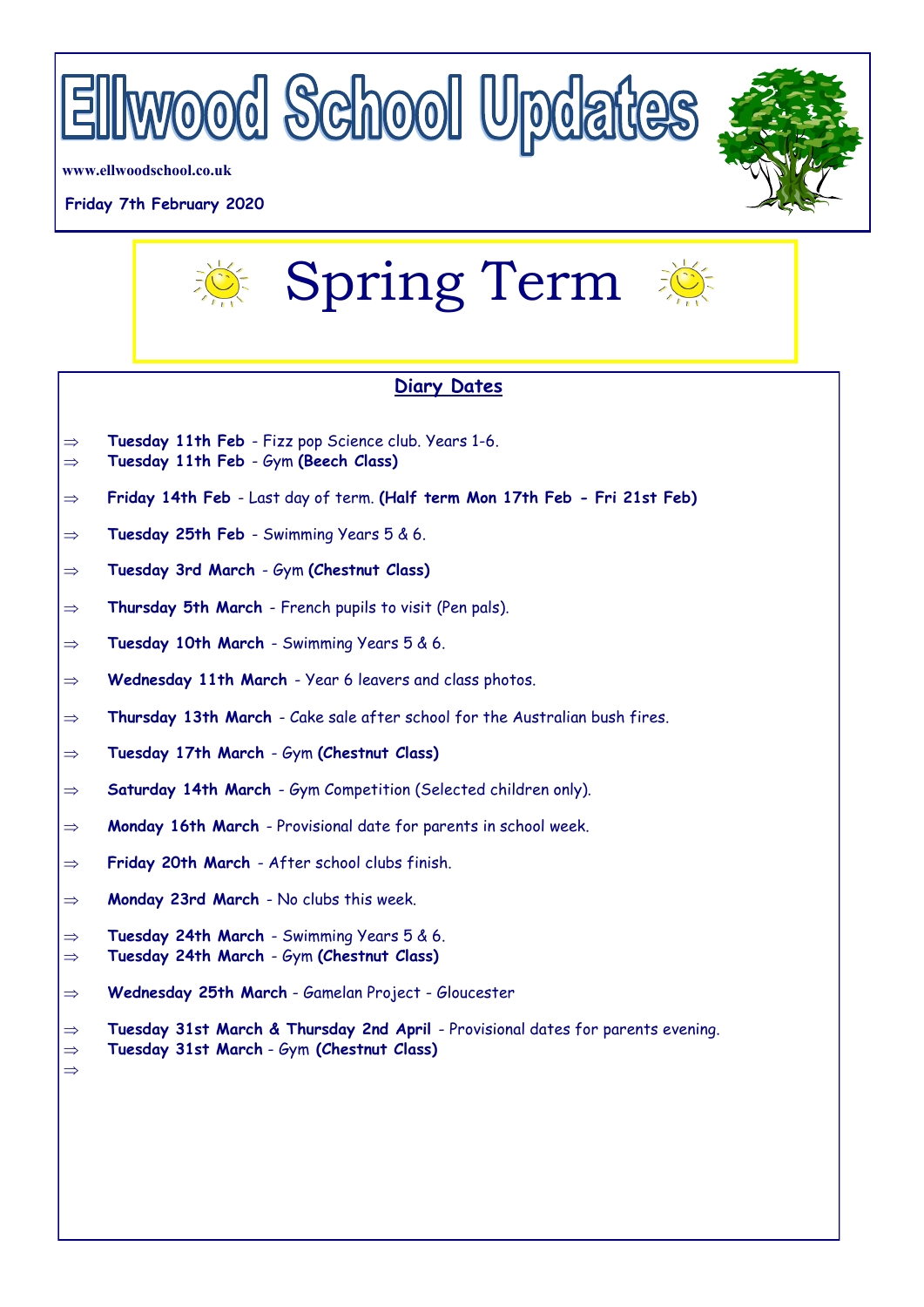# Ellwood School Updates

www.ellwoodschool.co.uk

**Friday 7th February 2020**

# Spring Term

## Diary Dates

- ⇒ **Tuesday 11th Feb** - Fizz pop Science club. Years 1-6.
- ⇒ **Tuesday 11th Feb** - Gym **(Beech Class)**
- ⇒ **Friday 14th Feb** - Last day of term. **(Half term Mon 17th Feb - Fri 21st Feb)**
- ⇒ **Tuesday 25th Feb** - Swimming Years 5 & 6.
- ⇒ **Tuesday 3rd March** - Gym **(Chestnut Class)**
- ⇒ **Thursday 5th March** - French pupils to visit (Pen pals).
- ⇒ **Tuesday 10th March** - Swimming Years 5 & 6.
- ⇒ **Wednesday 11th March** - Year 6 leavers and class photos.
- ⇒ **Thursday 13th March** - Cake sale after school for the Australian bush fires.
- ⇒ **Tuesday 17th March** - Gym **(Chestnut Class)**
- ⇒ **Saturday 14th March** - Gym Competition (Selected children only).
- ⇒ **Monday 16th March** - Provisional date for parents in school week.
- ⇒ **Friday 20th March** - After school clubs finish.
- ⇒ **Monday 23rd March** - No clubs this week.
- ⇒ **Tuesday 24th March** - Swimming Years 5 & 6.
- ⇒ **Tuesday 24th March** - Gym **(Chestnut Class)**
- ⇒ **Wednesday 25th March** - Gamelan Project - Gloucester
- ⇒ **Tuesday 31st March & Thursday 2nd April** - Provisional dates for parents evening.
- ⇒ **Tuesday 31st March** - Gym **(Chestnut Class)**
- ⇒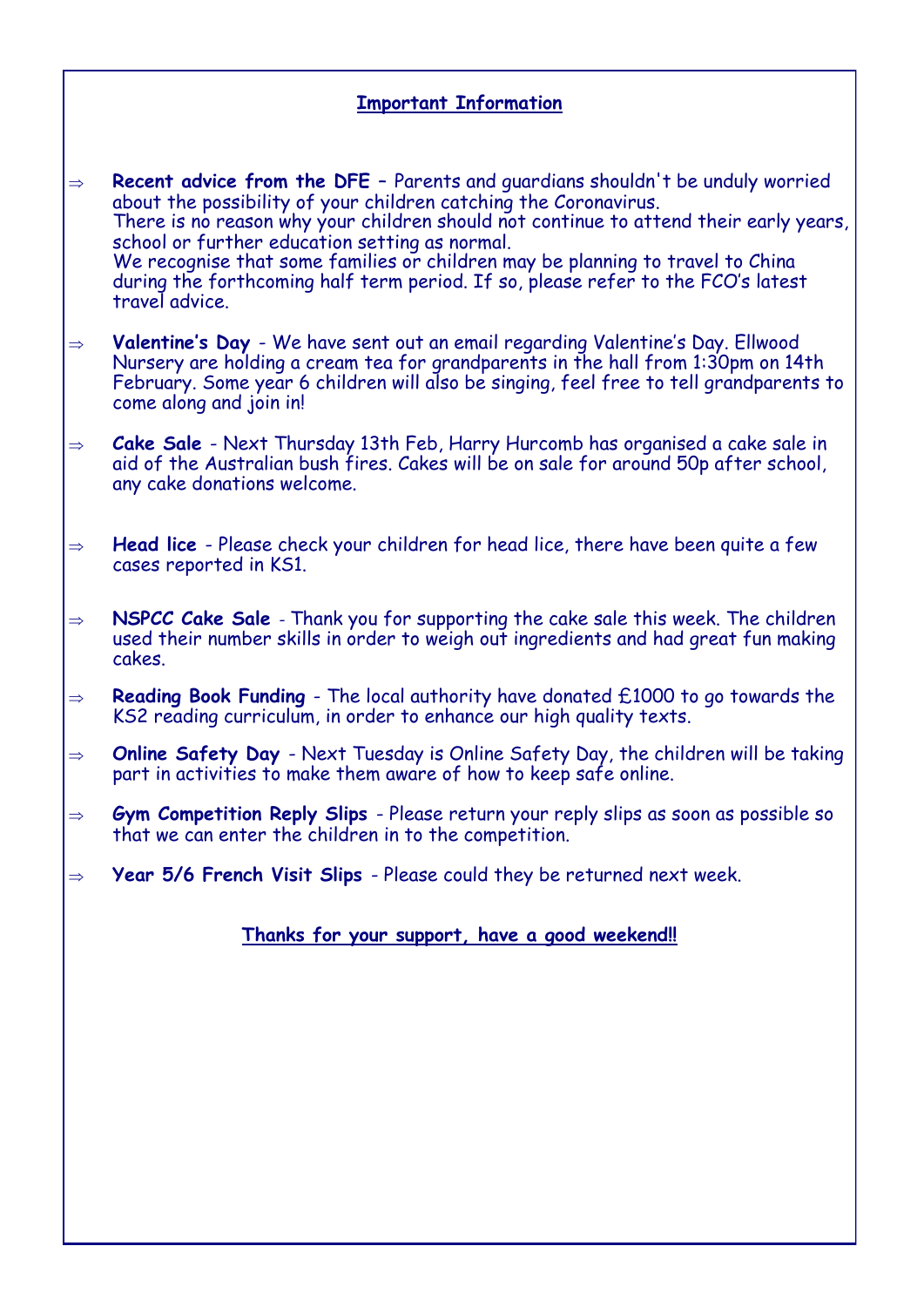## Important Information

- **Recent advice from the DFE** – Parents and guardians shouldn't be unduly worried about the possibility of your children catching the Coronavirus.
  There is no reason why your children should not continue to attend their early years, school or further education setting as normal.
  We recognise that some families or children may be planning to travel to China during the forthcoming half term period. If so, please refer to the FCO's latest travel advice.

- **Valentine's Day** - We have sent out an email regarding Valentine's Day. Ellwood Nursery are holding a cream tea for grandparents in the hall from 1:30pm on 14th February. Some year 6 children will also be singing, feel free to tell grandparents to come along and join in!

- **Cake Sale** - Next Thursday 13th Feb, Harry Hurcomb has organised a cake sale in aid of the Australian bush fires. Cakes will be on sale for around 50p after school, any cake donations welcome.

- **Head lice** - Please check your children for head lice, there have been quite a few cases reported in KS1.

- **NSPCC Cake Sale** - Thank you for supporting the cake sale this week. The children used their number skills in order to weigh out ingredients and had great fun making cakes.

- **Reading Book Funding** - The local authority have donated £1000 to go towards the KS2 reading curriculum, in order to enhance our high quality texts.

- **Online Safety Day** - Next Tuesday is Online Safety Day, the children will be taking part in activities to make them aware of how to keep safe online.

- **Gym Competition Reply Slips** - Please return your reply slips as soon as possible so that we can enter the children in to the competition.

- **Year 5/6 French Visit Slips** - Please could they be returned next week.

**Thanks for your support, have a good weekend!!**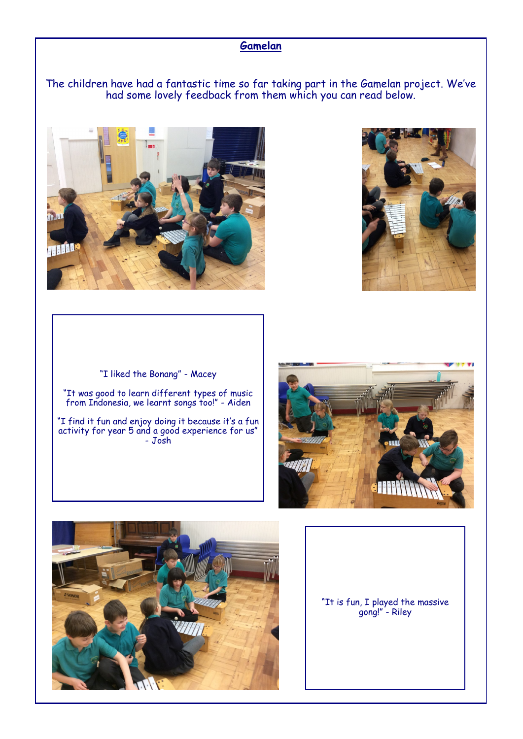## Gamelan

The children have had a fantastic time so far taking part in the Gamelan project. We've had some lovely feedback from them which you can read below.

"I liked the Bonang" - Macey

"It was good to learn different types of music from Indonesia, we learnt songs too!" - Aiden

"I find it fun and enjoy doing it because it's a fun activity for year 5 and a good experience for us" - Josh

"It is fun, I played the massive gong!" - Riley